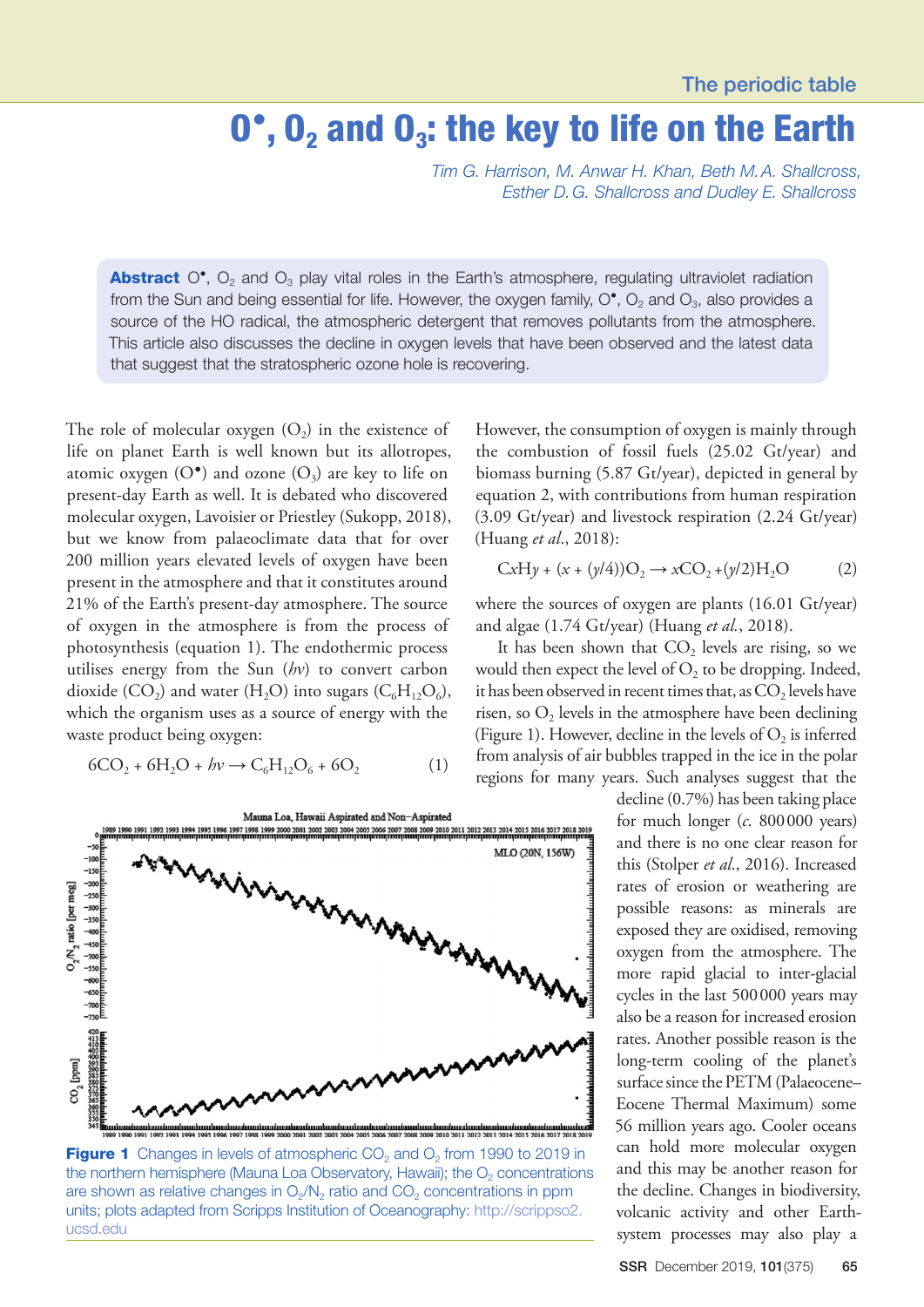# $O^{\bullet}$, $O_2$ and $O_3$: the key to life on the Earth

*Tim G. Harrison, M. Anwar H. Khan, Beth M. A. Shallcross, Esther D. G. Shallcross and Dudley E. Shallcross*

**Abstract** $O^{\bullet}$, $O_2$ and $O_3$ play vital roles in the Earth's atmosphere, regulating ultraviolet radiation from the Sun and being essential for life. However, the oxygen family, $O^{\bullet}$, $O_2$ and $O_3$, also provides a source of the HO radical, the atmospheric detergent that removes pollutants from the atmosphere. This article also discusses the decline in oxygen levels that have been observed and the latest data that suggest that the stratospheric ozone hole is recovering.

The role of molecular oxygen ($O_2$) in the existence of life on planet Earth is well known but its allotropes, atomic oxygen ($O^{\bullet}$) and ozone ($O_3$) are key to life on present-day Earth as well. It is debated who discovered molecular oxygen, Lavoisier or Priestley (Sukopp, 2018), but we know from palaeoclimate data that for over 200 million years elevated levels of oxygen have been present in the atmosphere and that it constitutes around 21% of the Earth's present-day atmosphere. The source of oxygen in the atmosphere is from the process of photosynthesis (equation 1). The endothermic process utilises energy from the Sun ($h\nu$) to convert carbon dioxide ($CO_2$) and water ($H_2O$) into sugars ($C_6H_{12}O_6$), which the organism uses as a source of energy with the waste product being oxygen:

$$6CO_2 + 6H_2O + h\nu \rightarrow C_6H_{12}O_6 + 6O_2 \qquad (1)$$

However, the consumption of oxygen is mainly through the combustion of fossil fuels (25.02 Gt/year) and biomass burning (5.87 Gt/year), depicted in general by equation 2, with contributions from human respiration (3.09 Gt/year) and livestock respiration (2.24 Gt/year) (Huang *et al.*, 2018):

$$C_xH_y + (x + (y/4))O_2 \rightarrow xCO_2 + (y/2)H_2O \qquad (2)$$

where the sources of oxygen are plants (16.01 Gt/year) and algae (1.74 Gt/year) (Huang *et al.*, 2018).

It has been shown that $CO_2$ levels are rising, so we would then expect the level of $O_2$ to be dropping. Indeed, it has been observed in recent times that, as $CO_2$ levels have risen, so $O_2$ levels in the atmosphere have been declining (Figure 1). However, decline in the levels of $O_2$ is inferred from analysis of air bubbles trapped in the ice in the polar regions for many years. Such analyses suggest that the decline (0.7%) has been taking place for much longer (*c.* 800 000 years) and there is no one clear reason for this (Stolper *et al.*, 2016). Increased rates of erosion or weathering are possible reasons: as minerals are exposed they are oxidised, removing oxygen from the atmosphere. The more rapid glacial to inter-glacial cycles in the last 500 000 years may also be a reason for increased erosion rates. Another possible reason is the long-term cooling of the planet's surface since the PETM (Palaeocene–Eocene Thermal Maximum) some 56 million years ago. Cooler oceans can hold more molecular oxygen and this may be another reason for the decline. Changes in biodiversity, volcanic activity and other Earth-system processes may also play a

**Figure 1** Changes in levels of atmospheric $CO_2$ and $O_2$ from 1990 to 2019 in the northern hemisphere (Mauna Loa Observatory, Hawaii); the $O_2$ concentrations are shown as relative changes in $O_2/N_2$ ratio and $CO_2$ concentrations in ppm units; plots adapted from Scripps Institution of Oceanography: http://scrippso2.ucsd.edu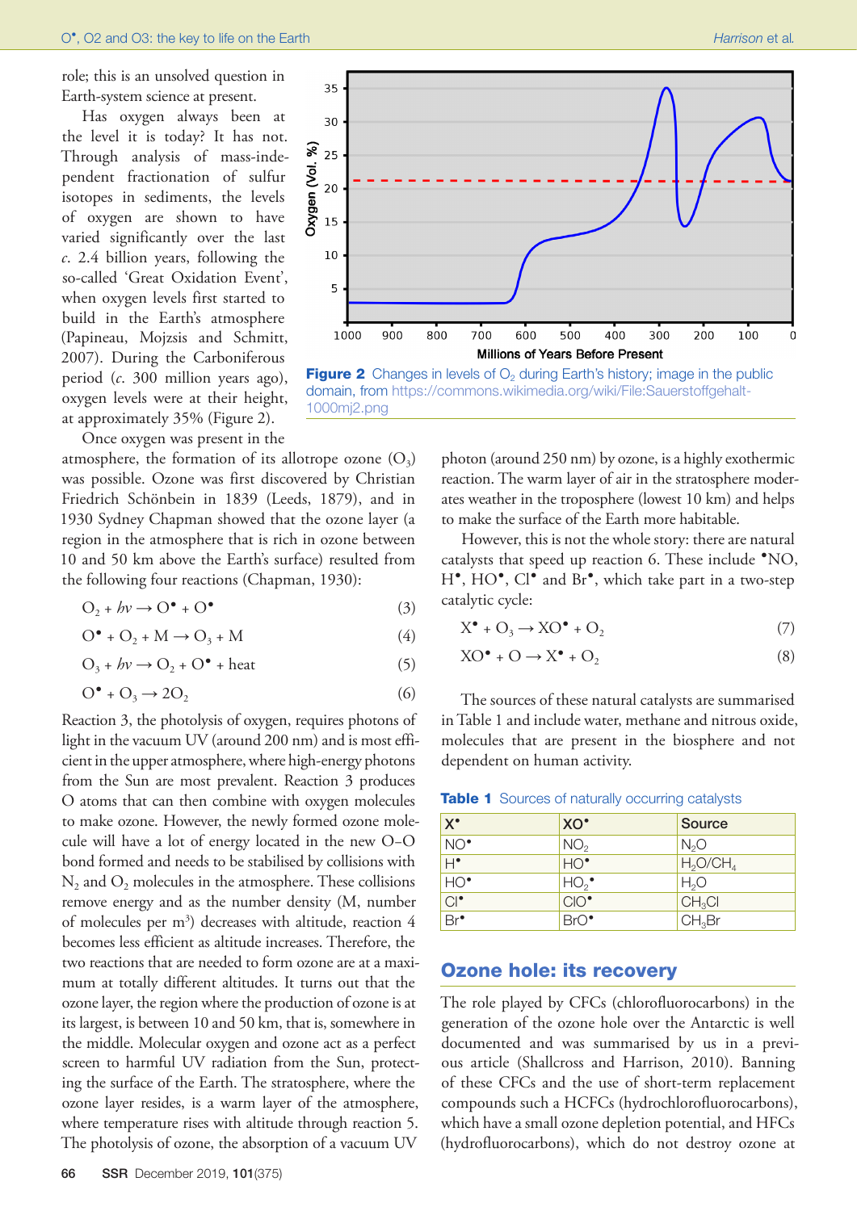role; this is an unsolved question in Earth-system science at present.

Has oxygen always been at the level it is today? It has not. Through analysis of mass-independent fractionation of sulfur isotopes in sediments, the levels of oxygen are shown to have varied significantly over the last *c.* 2.4 billion years, following the so-called 'Great Oxidation Event', when oxygen levels first started to build in the Earth's atmosphere (Papineau, Mojzsis and Schmitt, 2007). During the Carboniferous period (*c.* 300 million years ago), oxygen levels were at their height, at approximately 35% (Figure 2).

**Figure 2** Changes in levels of $O_2$ during Earth's history; image in the public domain, from https://commons.wikimedia.org/wiki/File:Sauerstoffgehalt-1000mj2.png

Once oxygen was present in the atmosphere, the formation of its allotrope ozone ($O_3$) was possible. Ozone was first discovered by Christian Friedrich Schönbein in 1839 (Leeds, 1879), and in 1930 Sydney Chapman showed that the ozone layer (a region in the atmosphere that is rich in ozone between 10 and 50 km above the Earth's surface) resulted from the following four reactions (Chapman, 1930):

$$O_2 + h\nu \rightarrow O^\bullet + O^\bullet \quad (3)$$

$$O^\bullet + O_2 + M \rightarrow O_3 + M \quad (4)$$

$$O_3 + h\nu \rightarrow O_2 + O^\bullet + \text{heat} \quad (5)$$

$$O^\bullet + O_3 \rightarrow 2O_2 \quad (6)$$

Reaction 3, the photolysis of oxygen, requires photons of light in the vacuum UV (around 200 nm) and is most efficient in the upper atmosphere, where high-energy photons from the Sun are most prevalent. Reaction 3 produces O atoms that can then combine with oxygen molecules to make ozone. However, the newly formed ozone molecule will have a lot of energy located in the new O–O bond formed and needs to be stabilised by collisions with $N_2$ and $O_2$ molecules in the atmosphere. These collisions remove energy and as the number density (M, number of molecules per $m^3$) decreases with altitude, reaction 4 becomes less efficient as altitude increases. Therefore, the two reactions that are needed to form ozone are at a maximum at totally different altitudes. It turns out that the ozone layer, the region where the production of ozone is at its largest, is between 10 and 50 km, that is, somewhere in the middle. Molecular oxygen and ozone act as a perfect screen to harmful UV radiation from the Sun, protecting the surface of the Earth. The stratosphere, where the ozone layer resides, is a warm layer of the atmosphere, where temperature rises with altitude through reaction 5. The photolysis of ozone, the absorption of a vacuum UV photon (around 250 nm) by ozone, is a highly exothermic reaction. The warm layer of air in the stratosphere moderates weather in the troposphere (lowest 10 km) and helps to make the surface of the Earth more habitable.

However, this is not the whole story: there are natural catalysts that speed up reaction 6. These include $^\bullet NO$, $H^\bullet$, $HO^\bullet$, $Cl^\bullet$ and $Br^\bullet$, which take part in a two-step catalytic cycle:

$$X^\bullet + O_3 \rightarrow XO^\bullet + O_2 \quad (7)$$

$$XO^\bullet + O \rightarrow X^\bullet + O_2 \quad (8)$$

The sources of these natural catalysts are summarised in Table 1 and include water, methane and nitrous oxide, molecules that are present in the biosphere and not dependent on human activity.

**Table 1** Sources of naturally occurring catalysts

| $X^\bullet$ | $XO^\bullet$ | Source |
|---|---|---|
| $NO^\bullet$ | $NO_2$ | $N_2O$ |
| $H^\bullet$ | $HO^\bullet$ | $H_2O/CH_4$ |
| $HO^\bullet$ | $HO_2^\bullet$ | $H_2O$ |
| $Cl^\bullet$ | $ClO^\bullet$ | $CH_3Cl$ |
| $Br^\bullet$ | $BrO^\bullet$ | $CH_3Br$ |

## Ozone hole: its recovery

The role played by CFCs (chlorofluorocarbons) in the generation of the ozone hole over the Antarctic is well documented and was summarised by us in a previous article (Shallcross and Harrison, 2010). Banning of these CFCs and the use of short-term replacement compounds such a HCFCs (hydrochlorofluorocarbons), which have a small ozone depletion potential, and HFCs (hydrofluorocarbons), which do not destroy ozone at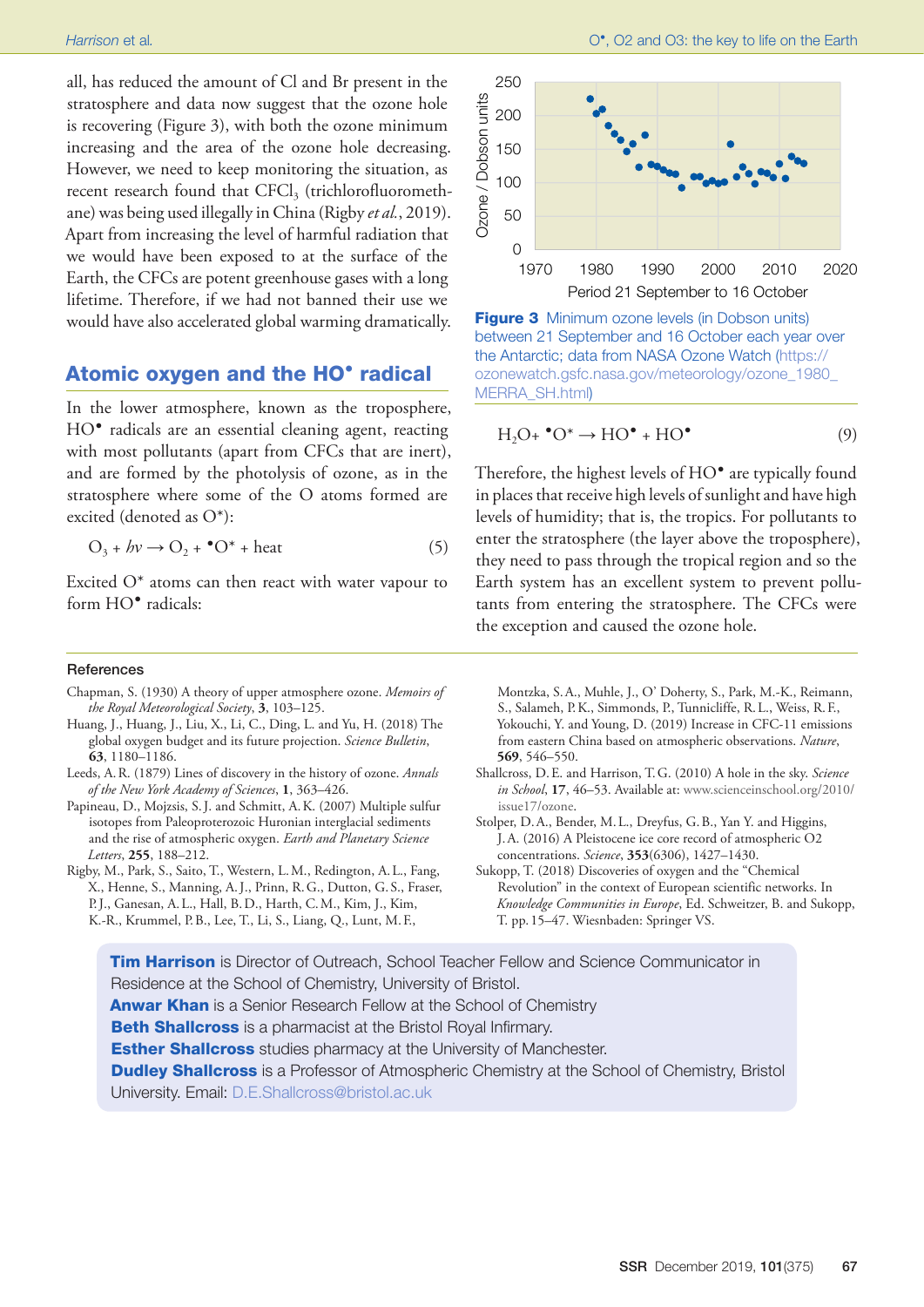all, has reduced the amount of Cl and Br present in the stratosphere and data now suggest that the ozone hole is recovering (Figure 3), with both the ozone minimum increasing and the area of the ozone hole decreasing. However, we need to keep monitoring the situation, as recent research found that $CFCl_3$ (trichlorofluoromethane) was being used illegally in China (Rigby *et al.*, 2019). Apart from increasing the level of harmful radiation that we would have been exposed to at the surface of the Earth, the CFCs are potent greenhouse gases with a long lifetime. Therefore, if we had not banned their use we would have also accelerated global warming dramatically.

## Atomic oxygen and the HO• radical

In the lower atmosphere, known as the troposphere, HO• radicals are an essential cleaning agent, reacting with most pollutants (apart from CFCs that are inert), and are formed by the photolysis of ozone, as in the stratosphere where some of the O atoms formed are excited (denoted as O*):

$$O_3 + h\nu \rightarrow O_2 + {}^{\bullet}O^{*} + \text{heat} \quad (5)$$

Excited O* atoms can then react with water vapour to form HO• radicals:

Ozone / Dobson units

250
200
150
100
50
0

1970 1980 1990 2000 2010 2020

Period 21 September to 16 October

**Figure 3** Minimum ozone levels (in Dobson units) between 21 September and 16 October each year over the Antarctic; data from NASA Ozone Watch (https://ozonewatch.gsfc.nasa.gov/meteorology/ozone_1980_MERRA_SH.html)

$$H_2O + {}^{\bullet}O^{*} \rightarrow HO^{\bullet} + HO^{\bullet} \quad (9)$$

Therefore, the highest levels of HO• are typically found in places that receive high levels of sunlight and have high levels of humidity; that is, the tropics. For pollutants to enter the stratosphere (the layer above the troposphere), they need to pass through the tropical region and so the Earth system has an excellent system to prevent pollutants from entering the stratosphere. The CFCs were the exception and caused the ozone hole.

### References

Chapman, S. (1930) A theory of upper atmosphere ozone. *Memoirs of the Royal Meteorological Society*, **3**, 103–125.

Huang, J., Huang, J., Liu, X., Li, C., Ding, L. and Yu, H. (2018) The global oxygen budget and its future projection. *Science Bulletin*, **63**, 1180–1186.

Leeds, A. R. (1879) Lines of discovery in the history of ozone. *Annals of the New York Academy of Sciences*, **1**, 363–426.

Papineau, D., Mojzsis, S. J. and Schmitt, A. K. (2007) Multiple sulfur isotopes from Paleoproterozoic Huronian interglacial sediments and the rise of atmospheric oxygen. *Earth and Planetary Science Letters*, **255**, 188–212.

Rigby, M., Park, S., Saito, T., Western, L. M., Redington, A. L., Fang, X., Henne, S., Manning, A. J., Prinn, R. G., Dutton, G. S., Fraser, P. J., Ganesan, A. L., Hall, B. D., Harth, C. M., Kim, J., Kim, K.-R., Krummel, P. B., Lee, T., Li, S., Liang, Q., Lunt, M. F., Montzka, S. A., Muhle, J., O' Doherty, S., Park, M.-K., Reimann, S., Salameh, P. K., Simmonds, P., Tunnicliffe, R. L., Weiss, R. F., Yokouchi, Y. and Young, D. (2019) Increase in CFC-11 emissions from eastern China based on atmospheric observations. *Nature*, **569**, 546–550.

Shallcross, D. E. and Harrison, T. G. (2010) A hole in the sky. *Science in School*, **17**, 46–53. Available at: www.scienceinschool.org/2010/issue17/ozone.

Stolper, D. A., Bender, M. L., Dreyfus, G. B., Yan Y. and Higgins, J. A. (2016) A Pleistocene ice core record of atmospheric O2 concentrations. *Science*, **353**(6306), 1427–1430.

Sukopp, T. (2018) Discoveries of oxygen and the "Chemical Revolution" in the context of European scientific networks. In *Knowledge Communities in Europe*, Ed. Schweitzer, B. and Sukopp, T. pp. 15–47. Wiesbaden: Springer VS.

**Tim Harrison** is Director of Outreach, School Teacher Fellow and Science Communicator in Residence at the School of Chemistry, University of Bristol.
**Anwar Khan** is a Senior Research Fellow at the School of Chemistry
**Beth Shallcross** is a pharmacist at the Bristol Royal Infirmary.
**Esther Shallcross** studies pharmacy at the University of Manchester.
**Dudley Shallcross** is a Professor of Atmospheric Chemistry at the School of Chemistry, Bristol University. Email: D.E.Shallcross@bristol.ac.uk